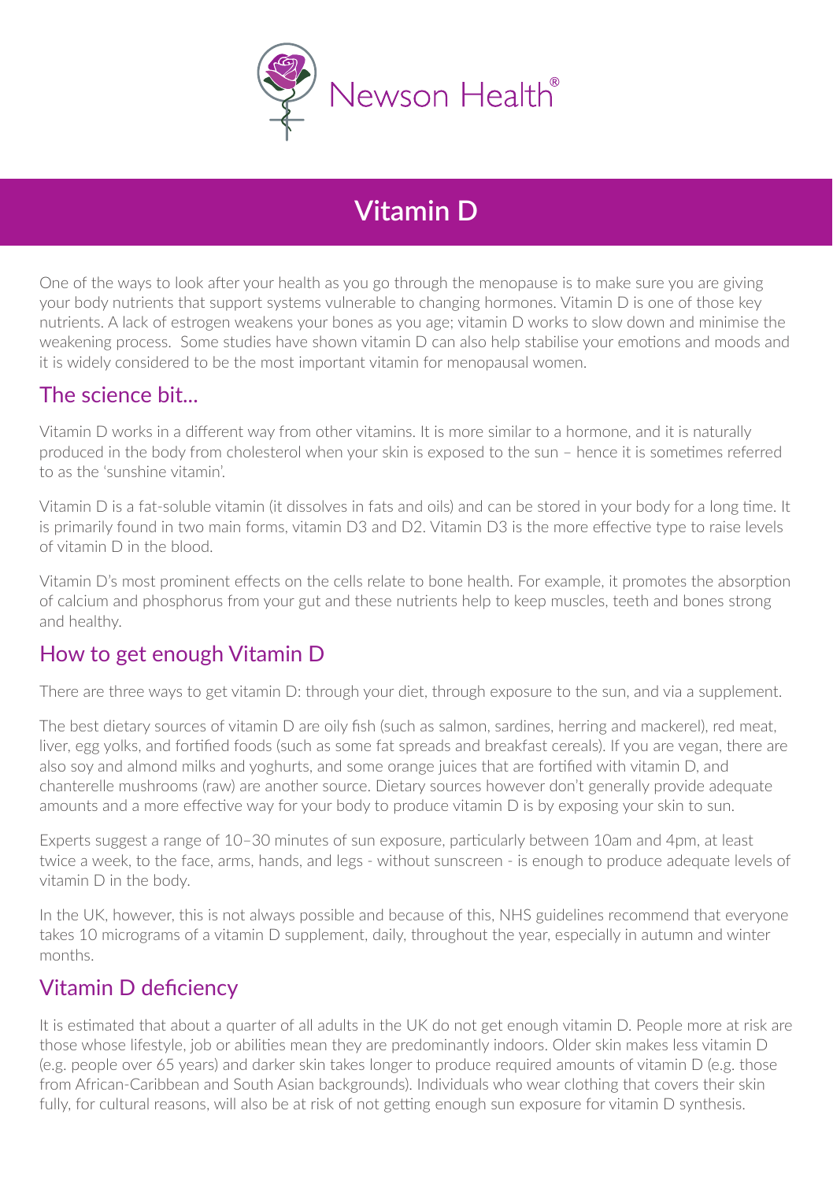Newson Health®

# Vitamin D

One of the ways to look after your health as you go through the menopause is to make sure you are giving your body nutrients that support systems vulnerable to changing hormones. Vitamin D is one of those key nutrients. A lack of estrogen weakens your bones as you age; vitamin D works to slow down and minimise the weakening process. Some studies have shown vitamin D can also help stabilise your emotions and moods and it is widely considered to be the most important vitamin for menopausal women.

## The science bit...

Vitamin D works in a different way from other vitamins. It is more similar to a hormone, and it is naturally produced in the body from cholesterol when your skin is exposed to the sun – hence it is sometimes referred to as the 'sunshine vitamin'.

Vitamin D is a fat-soluble vitamin (it dissolves in fats and oils) and can be stored in your body for a long time. It is primarily found in two main forms, vitamin D3 and D2. Vitamin D3 is the more effective type to raise levels of vitamin D in the blood.

Vitamin D's most prominent effects on the cells relate to bone health. For example, it promotes the absorption of calcium and phosphorus from your gut and these nutrients help to keep muscles, teeth and bones strong and healthy.

## How to get enough Vitamin D

There are three ways to get vitamin D: through your diet, through exposure to the sun, and via a supplement.

The best dietary sources of vitamin D are oily fish (such as salmon, sardines, herring and mackerel), red meat, liver, egg yolks, and fortified foods (such as some fat spreads and breakfast cereals). If you are vegan, there are also soy and almond milks and yoghurts, and some orange juices that are fortified with vitamin D, and chanterelle mushrooms (raw) are another source. Dietary sources however don't generally provide adequate amounts and a more effective way for your body to produce vitamin D is by exposing your skin to sun.

Experts suggest a range of 10–30 minutes of sun exposure, particularly between 10am and 4pm, at least twice a week, to the face, arms, hands, and legs - without sunscreen - is enough to produce adequate levels of vitamin D in the body.

In the UK, however, this is not always possible and because of this, NHS guidelines recommend that everyone takes 10 micrograms of a vitamin D supplement, daily, throughout the year, especially in autumn and winter months.

## Vitamin D deficiency

It is estimated that about a quarter of all adults in the UK do not get enough vitamin D. People more at risk are those whose lifestyle, job or abilities mean they are predominantly indoors. Older skin makes less vitamin D (e.g. people over 65 years) and darker skin takes longer to produce required amounts of vitamin D (e.g. those from African-Caribbean and South Asian backgrounds). Individuals who wear clothing that covers their skin fully, for cultural reasons, will also be at risk of not getting enough sun exposure for vitamin D synthesis.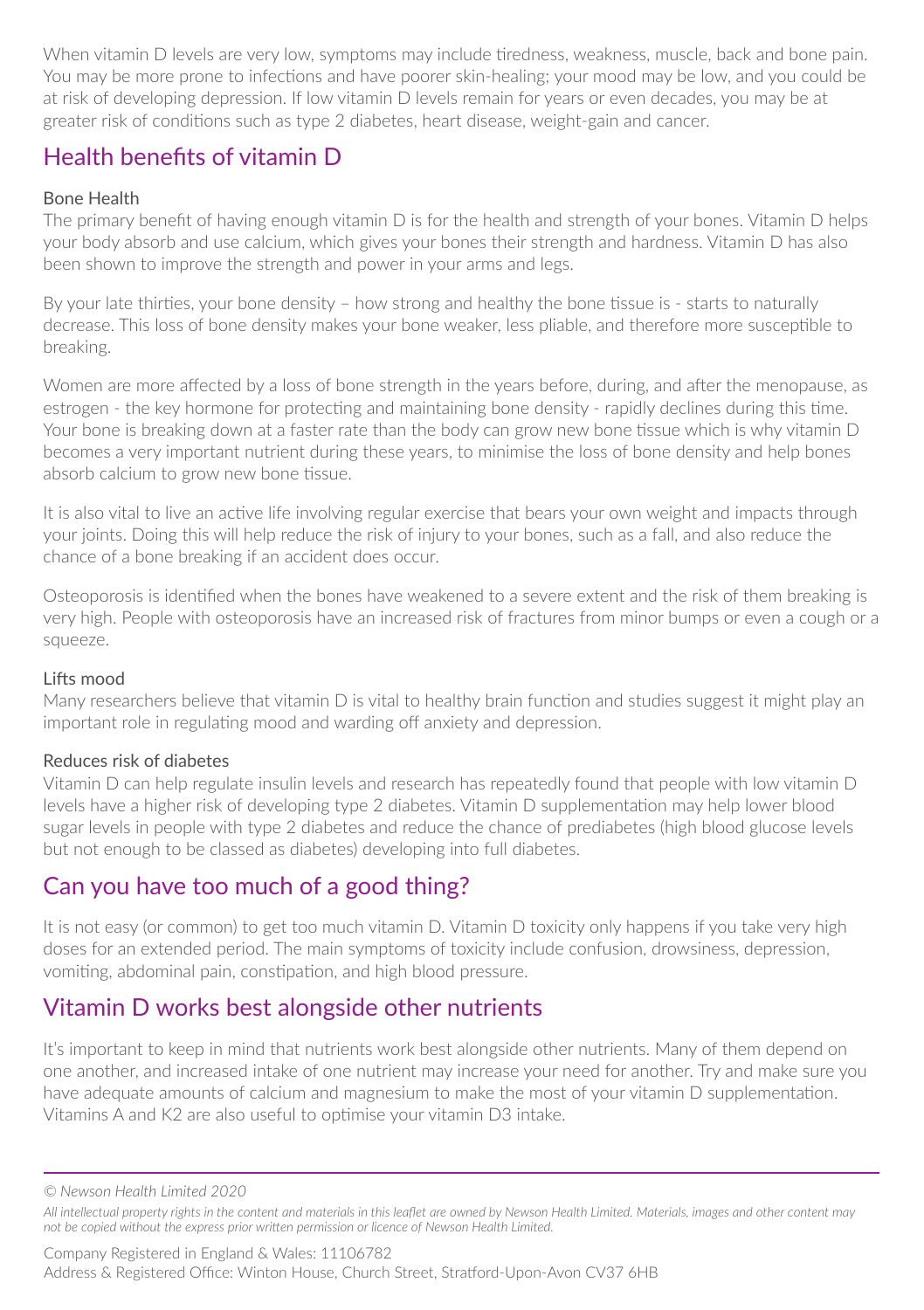When vitamin D levels are very low, symptoms may include tiredness, weakness, muscle, back and bone pain. You may be more prone to infections and have poorer skin-healing; your mood may be low, and you could be at risk of developing depression. If low vitamin D levels remain for years or even decades, you may be at greater risk of conditions such as type 2 diabetes, heart disease, weight-gain and cancer.

## Health benefits of vitamin D

### Bone Health

The primary benefit of having enough vitamin D is for the health and strength of your bones. Vitamin D helps your body absorb and use calcium, which gives your bones their strength and hardness. Vitamin D has also been shown to improve the strength and power in your arms and legs.

By your late thirties, your bone density – how strong and healthy the bone tissue is - starts to naturally decrease. This loss of bone density makes your bone weaker, less pliable, and therefore more susceptible to breaking.

Women are more affected by a loss of bone strength in the years before, during, and after the menopause, as estrogen - the key hormone for protecting and maintaining bone density - rapidly declines during this time. Your bone is breaking down at a faster rate than the body can grow new bone tissue which is why vitamin D becomes a very important nutrient during these years, to minimise the loss of bone density and help bones absorb calcium to grow new bone tissue.

It is also vital to live an active life involving regular exercise that bears your own weight and impacts through your joints. Doing this will help reduce the risk of injury to your bones, such as a fall, and also reduce the chance of a bone breaking if an accident does occur.

Osteoporosis is identified when the bones have weakened to a severe extent and the risk of them breaking is very high. People with osteoporosis have an increased risk of fractures from minor bumps or even a cough or a squeeze.

### Lifts mood

Many researchers believe that vitamin D is vital to healthy brain function and studies suggest it might play an important role in regulating mood and warding off anxiety and depression.

### Reduces risk of diabetes

Vitamin D can help regulate insulin levels and research has repeatedly found that people with low vitamin D levels have a higher risk of developing type 2 diabetes. Vitamin D supplementation may help lower blood sugar levels in people with type 2 diabetes and reduce the chance of prediabetes (high blood glucose levels but not enough to be classed as diabetes) developing into full diabetes.

## Can you have too much of a good thing?

It is not easy (or common) to get too much vitamin D. Vitamin D toxicity only happens if you take very high doses for an extended period. The main symptoms of toxicity include confusion, drowsiness, depression, vomiting, abdominal pain, constipation, and high blood pressure.

## Vitamin D works best alongside other nutrients

It's important to keep in mind that nutrients work best alongside other nutrients. Many of them depend on one another, and increased intake of one nutrient may increase your need for another. Try and make sure you have adequate amounts of calcium and magnesium to make the most of your vitamin D supplementation. Vitamins A and K2 are also useful to optimise your vitamin D3 intake.

---

*© Newson Health Limited 2020*

*All intellectual property rights in the content and materials in this leaflet are owned by Newson Health Limited. Materials, images and other content may not be copied without the express prior written permission or licence of Newson Health Limited.*

Company Registered in England & Wales: 11106782
Address & Registered Office: Winton House, Church Street, Stratford-Upon-Avon CV37 6HB